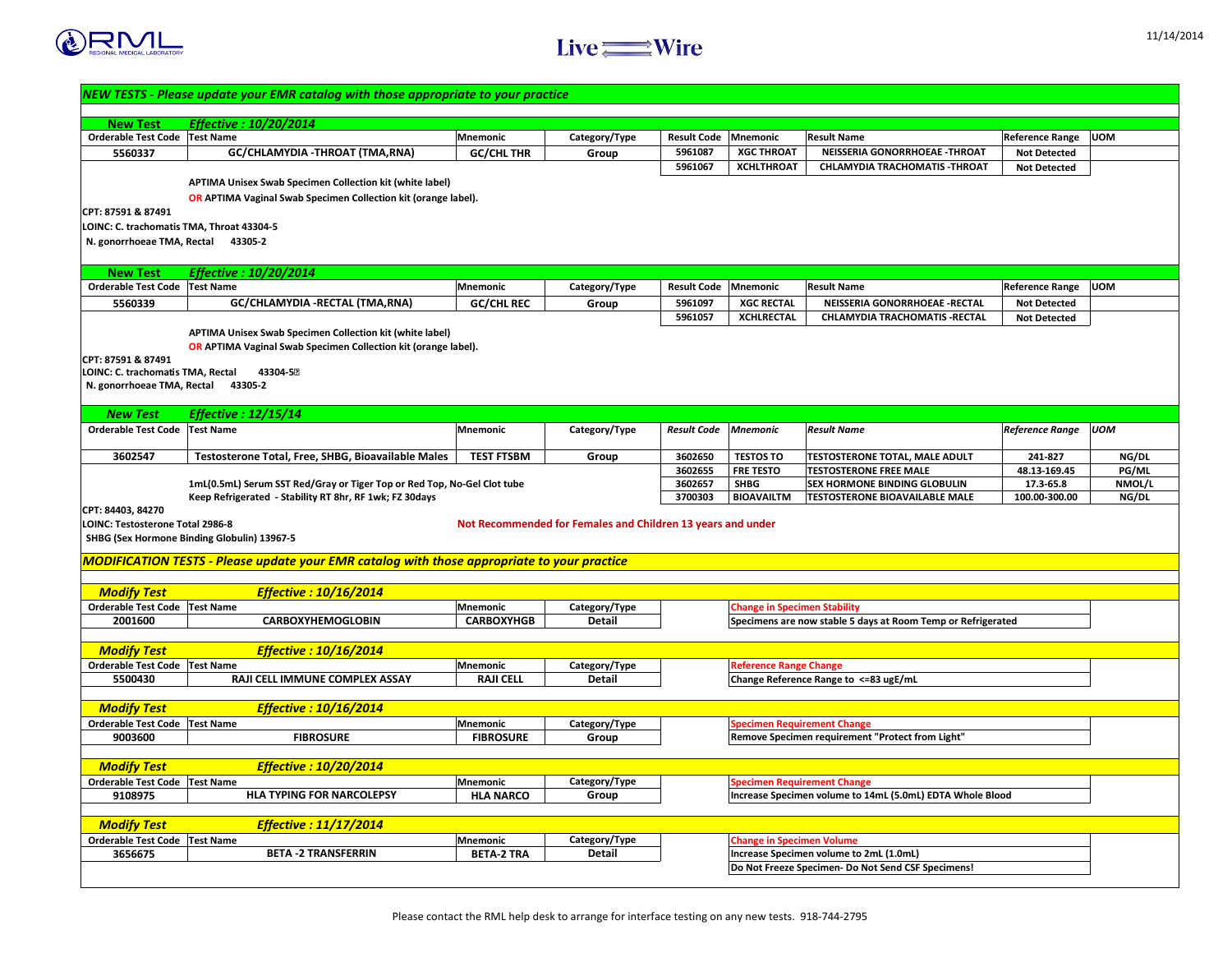RML REGIONAL MEDICAL LABORATORY

Live Wire

11/14/2014

## *NEW TESTS - Please update your EMR catalog with those appropriate to your practice*

**New Test** — *Effective : 10/20/2014*

| Orderable Test Code | Test Name | Mnemonic | Category/Type | Result Code | Mnemonic | Result Name | Reference Range | UOM |
|---|---|---|---|---|---|---|---|---|
| 5560337 | GC/CHLAMYDIA -THROAT (TMA,RNA) | GC/CHL THR | Group | 5961087 | XGC THROAT | NEISSERIA GONORRHOEAE -THROAT | Not Detected | |
| | | | | 5961067 | XCHLTHROAT | CHLAMYDIA TRACHOMATIS -THROAT | Not Detected | |

APTIMA Unisex Swab Specimen Collection kit (white label)
OR APTIMA Vaginal Swab Specimen Collection kit (orange label).

CPT: 87591 & 87491
LOINC: C. trachomatis TMA, Throat 43304-5
N. gonorrhoeae TMA, Rectal 43305-2

**New Test** — *Effective : 10/20/2014*

| Orderable Test Code | Test Name | Mnemonic | Category/Type | Result Code | Mnemonic | Result Name | Reference Range | UOM |
|---|---|---|---|---|---|---|---|---|
| 5560339 | GC/CHLAMYDIA -RECTAL (TMA,RNA) | GC/CHL REC | Group | 5961097 | XGC RECTAL | NEISSERIA GONORRHOEAE -RECTAL | Not Detected | |
| | | | | 5961057 | XCHLRECTAL | CHLAMYDIA TRACHOMATIS -RECTAL | Not Detected | |

APTIMA Unisex Swab Specimen Collection kit (white label)
OR APTIMA Vaginal Swab Specimen Collection kit (orange label).

CPT: 87591 & 87491
LOINC: C. trachomatis TMA, Rectal 43304-5
N. gonorrhoeae TMA, Rectal 43305-2

**New Test** — *Effective : 12/15/14*

| Orderable Test Code | Test Name | Mnemonic | Category/Type | Result Code | Mnemonic | Result Name | Reference Range | UOM |
|---|---|---|---|---|---|---|---|---|
| 3602547 | Testosterone Total, Free, SHBG, Bioavailable Males | TEST FTSBM | Group | 3602650 | TESTOS TO | TESTOSTERONE TOTAL, MALE ADULT | 241-827 | NG/DL |
| | | | | 3602655 | FRE TESTO | TESTOSTERONE FREE MALE | 48.13-169.45 | PG/ML |
| | | | | 3602657 | SHBG | SEX HORMONE BINDING GLOBULIN | 17.3-65.8 | NMOL/L |
| | | | | 3700303 | BIOAVAILTM | TESTOSTERONE BIOAVAILABLE MALE | 100.00-300.00 | NG/DL |

1mL(0.5mL) Serum SST Red/Gray or Tiger Top or Red Top, No-Gel Clot tube
Keep Refrigerated - Stability RT 8hr, RF 1wk; FZ 30days

CPT: 84403, 84270
LOINC: Testosterone Total 2986-8
SHBG (Sex Hormone Binding Globulin) 13967-5

**Not Recommended for Females and Children 13 years and under**

## *MODIFICATION TESTS - Please update your EMR catalog with those appropriate to your practice*

**Modify Test** — *Effective : 10/16/2014*

| Orderable Test Code | Test Name | Mnemonic | Category/Type | Change in Specimen Stability |
|---|---|---|---|---|
| 2001600 | CARBOXYHEMOGLOBIN | CARBOXYHGB | Detail | Specimens are now stable 5 days at Room Temp or Refrigerated |

**Modify Test** — *Effective : 10/16/2014*

| Orderable Test Code | Test Name | Mnemonic | Category/Type | Reference Range Change |
|---|---|---|---|---|
| 5500430 | RAJI CELL IMMUNE COMPLEX ASSAY | RAJI CELL | Detail | Change Reference Range to <=83 ugE/mL |

**Modify Test** — *Effective : 10/16/2014*

| Orderable Test Code | Test Name | Mnemonic | Category/Type | Specimen Requirement Change |
|---|---|---|---|---|
| 9003600 | FIBROSURE | FIBROSURE | Group | Remove Specimen requirement "Protect from Light" |

**Modify Test** — *Effective : 10/20/2014*

| Orderable Test Code | Test Name | Mnemonic | Category/Type | Specimen Requirement Change |
|---|---|---|---|---|
| 9108975 | HLA TYPING FOR NARCOLEPSY | HLA NARCO | Group | Increase Specimen volume to 14mL (5.0mL) EDTA Whole Blood |

**Modify Test** — *Effective : 11/17/2014*

| Orderable Test Code | Test Name | Mnemonic | Category/Type | Change in Specimen Volume |
|---|---|---|---|---|
| 3656675 | BETA -2 TRANSFERRIN | BETA-2 TRA | Detail | Increase Specimen volume to 2mL (1.0mL) |
| | | | | Do Not Freeze Specimen- Do Not Send CSF Specimens! |

Please contact the RML help desk to arrange for interface testing on any new tests. 918-744-2795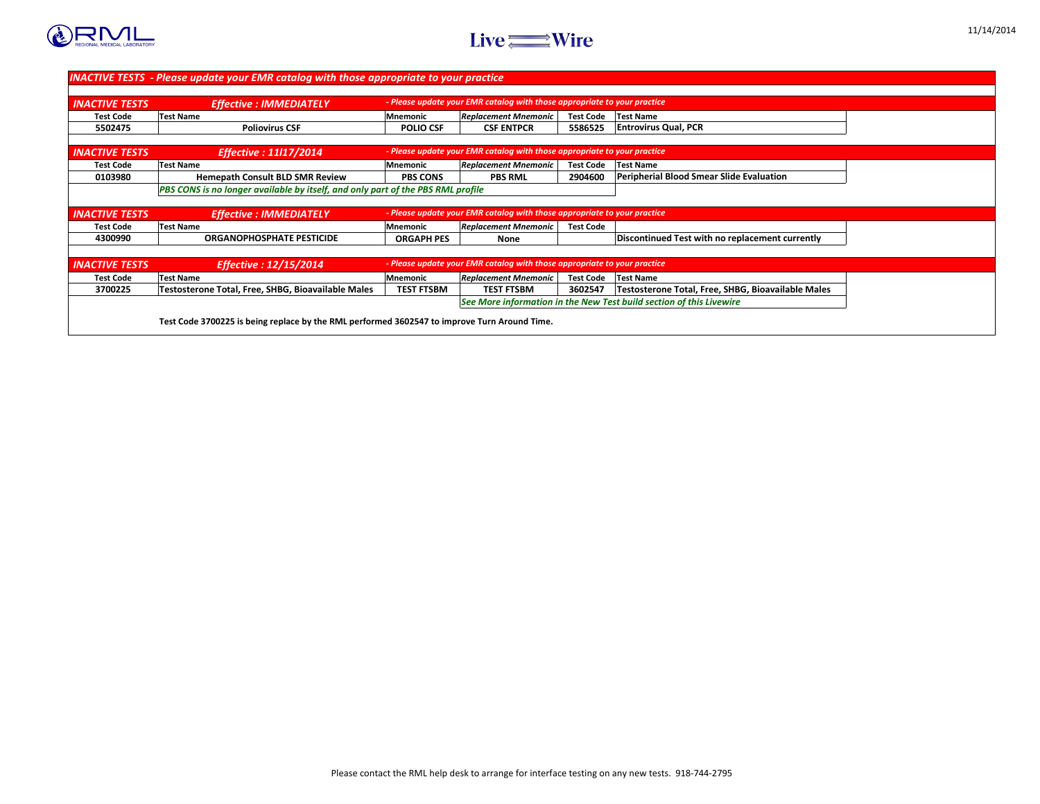RML REGIONAL MEDICAL LABORATORY

Live Wire

11/14/2014

## *INACTIVE TESTS - Please update your EMR catalog with those appropriate to your practice*

### *INACTIVE TESTS* *Effective : IMMEDIATELY* *- Please update your EMR catalog with those appropriate to your practice*

| Test Code | Test Name | Mnemonic | *Replacement Mnemonic* | Test Code | Test Name |
|---|---|---|---|---|---|
| 5502475 | Poliovirus CSF | POLIO CSF | CSF ENTPCR | 5586525 | Entrovirus Qual, PCR |

### *INACTIVE TESTS* *Effective : 11l17/2014* *- Please update your EMR catalog with those appropriate to your practice*

| Test Code | Test Name | Mnemonic | *Replacement Mnemonic* | Test Code | Test Name |
|---|---|---|---|---|---|
| 0103980 | Hemepath Consult BLD SMR Review | PBS CONS | PBS RML | 2904600 | Peripherial Blood Smear Slide Evaluation |

*PBS CONS is no longer available by itself, and only part of the PBS RML profile*

### *INACTIVE TESTS* *Effective : IMMEDIATELY* *- Please update your EMR catalog with those appropriate to your practice*

| Test Code | Test Name | Mnemonic | *Replacement Mnemonic* | Test Code | |
|---|---|---|---|---|---|
| 4300990 | ORGANOPHOSPHATE PESTICIDE | ORGAPH PES | None | | Discontinued Test with no replacement currently |

### *INACTIVE TESTS* *Effective : 12/15/2014* *- Please update your EMR catalog with those appropriate to your practice*

| Test Code | Test Name | Mnemonic | *Replacement Mnemonic* | Test Code | Test Name |
|---|---|---|---|---|---|
| 3700225 | Testosterone Total, Free, SHBG, Bioavailable Males | TEST FTSBM | TEST FTSBM | 3602547 | Testosterone Total, Free, SHBG, Bioavailable Males |

*See More information in the New Test build section of this Livewire*

**Test Code 3700225 is being replace by the RML performed 3602547 to improve Turn Around Time.**

Please contact the RML help desk to arrange for interface testing on any new tests. 918-744-2795